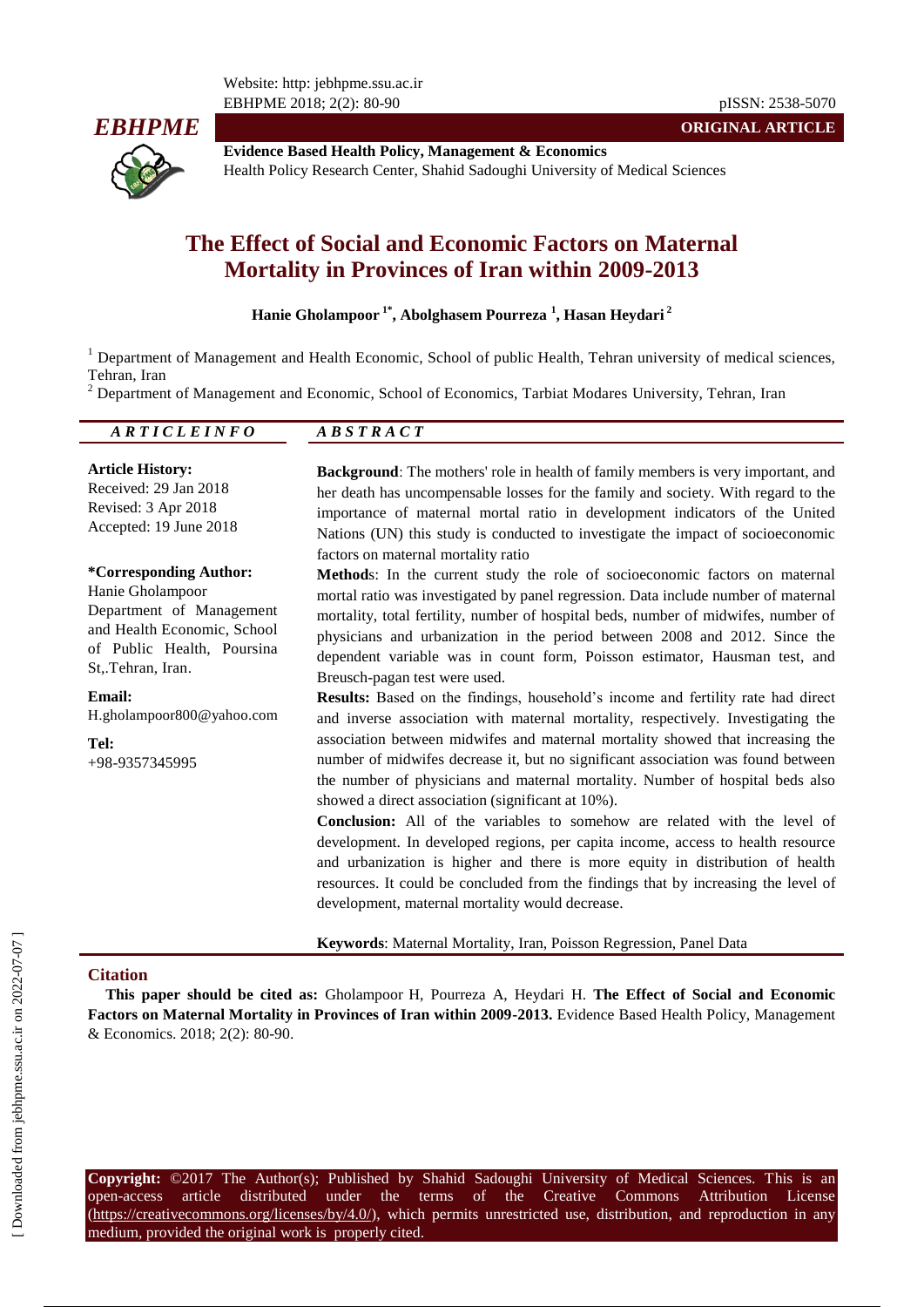**ORIGINAL ARTICLE**

**Evidence Based Health Policy, Management & Economics**
Health Policy Research Center, Shahid Sadoughi University of Medical Sciences

# The Effect of Social and Economic Factors on Maternal Mortality in Provinces of Iran within 2009-2013

**Hanie Gholampoor [1*], Abolghasem Pourreza [1], Hasan Heydari [2]**

[1] Department of Management and Health Economic, School of public Health, Tehran university of medical sciences, Tehran, Iran
[2] Department of Management and Economic, School of Economics, Tarbiat Modares University, Tehran, Iran

## ARTICLE INFO

**Article History:**
Received: 29 Jan 2018
Revised: 3 Apr 2018
Accepted: 19 June 2018

**\*Corresponding Author:**
Hanie Gholampoor
Department of Management and Health Economic, School of Public Health, Poursina St,.Tehran, Iran.

**Email:**
H.gholampoor800@yahoo.com

**Tel:**
+98-9357345995

## ABSTRACT

**Background**: The mothers' role in health of family members is very important, and her death has uncompensable losses for the family and society. With regard to the importance of maternal mortal ratio in development indicators of the United Nations (UN) this study is conducted to investigate the impact of socioeconomic factors on maternal mortality ratio

**Methods**: In the current study the role of socioeconomic factors on maternal mortal ratio was investigated by panel regression. Data include number of maternal mortality, total fertility, number of hospital beds, number of midwifes, number of physicians and urbanization in the period between 2008 and 2012. Since the dependent variable was in count form, Poisson estimator, Hausman test, and Breusch-pagan test were used.

**Results:** Based on the findings, household's income and fertility rate had direct and inverse association with maternal mortality, respectively. Investigating the association between midwifes and maternal mortality showed that increasing the number of midwifes decrease it, but no significant association was found between the number of physicians and maternal mortality. Number of hospital beds also showed a direct association (significant at 10%).

**Conclusion:** All of the variables to somehow are related with the level of development. In developed regions, per capita income, access to health resource and urbanization is higher and there is more equity in distribution of health resources. It could be concluded from the findings that by increasing the level of development, maternal mortality would decrease.

**Keywords**: Maternal Mortality, Iran, Poisson Regression, Panel Data

## Citation

**This paper should be cited as:** Gholampoor H, Pourreza A, Heydari H. **The Effect of Social and Economic Factors on Maternal Mortality in Provinces of Iran within 2009-2013.** Evidence Based Health Policy, Management & Economics. 2018; 2(2): 80-90.

**Copyright:** ©2017 The Author(s); Published by Shahid Sadoughi University of Medical Sciences. This is an open-access article distributed under the terms of the Creative Commons Attribution License (https://creativecommons.org/licenses/by/4.0/), which permits unrestricted use, distribution, and reproduction in any medium, provided the original work is properly cited.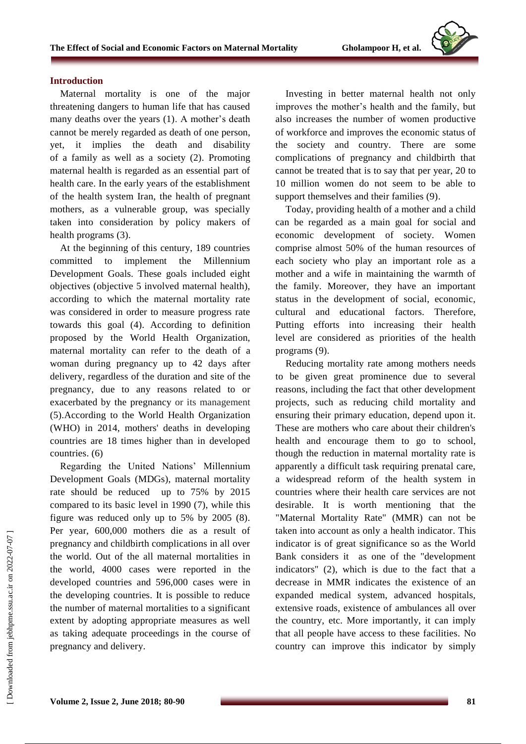## Introduction

Maternal mortality is one of the major threatening dangers to human life that has caused many deaths over the years (1). A mother's death cannot be merely regarded as death of one person, yet, it implies the death and disability of a family as well as a society (2). Promoting maternal health is regarded as an essential part of health care. In the early years of the establishment of the health system Iran, the health of pregnant mothers, as a vulnerable group, was specially taken into consideration by policy makers of health programs (3).

At the beginning of this century, 189 countries committed to implement the Millennium Development Goals. These goals included eight objectives (objective 5 involved maternal health), according to which the maternal mortality rate was considered in order to measure progress rate towards this goal (4). According to definition proposed by the World Health Organization, maternal mortality can refer to the death of a woman during pregnancy up to 42 days after delivery, regardless of the duration and site of the pregnancy, due to any reasons related to or exacerbated by the pregnancy or its management (5).According to the World Health Organization (WHO) in 2014, mothers' deaths in developing countries are 18 times higher than in developed countries. (6)

Regarding the United Nations' Millennium Development Goals (MDGs), maternal mortality rate should be reduced up to 75% by 2015 compared to its basic level in 1990 (7), while this figure was reduced only up to 5% by 2005 (8). Per year, 600,000 mothers die as a result of pregnancy and childbirth complications in all over the world. Out of the all maternal mortalities in the world, 4000 cases were reported in the developed countries and 596,000 cases were in the developing countries. It is possible to reduce the number of maternal mortalities to a significant extent by adopting appropriate measures as well as taking adequate proceedings in the course of pregnancy and delivery.

Investing in better maternal health not only improves the mother's health and the family, but also increases the number of women productive of workforce and improves the economic status of the society and country. There are some complications of pregnancy and childbirth that cannot be treated that is to say that per year, 20 to 10 million women do not seem to be able to support themselves and their families (9).

Today, providing health of a mother and a child can be regarded as a main goal for social and economic development of society. Women comprise almost 50% of the human resources of each society who play an important role as a mother and a wife in maintaining the warmth of the family. Moreover, they have an important status in the development of social, economic, cultural and educational factors. Therefore, Putting efforts into increasing their health level are considered as priorities of the health programs (9).

Reducing mortality rate among mothers needs to be given great prominence due to several reasons, including the fact that other development projects, such as reducing child mortality and ensuring their primary education, depend upon it. These are mothers who care about their children's health and encourage them to go to school, though the reduction in maternal mortality rate is apparently a difficult task requiring prenatal care, a widespread reform of the health system in countries where their health care services are not desirable. It is worth mentioning that the "Maternal Mortality Rate" (MMR) can not be taken into account as only a health indicator. This indicator is of great significance so as the World Bank considers it as one of the "development indicators" (2), which is due to the fact that a decrease in MMR indicates the existence of an expanded medical system, advanced hospitals, extensive roads, existence of ambulances all over the country, etc. More importantly, it can imply that all people have access to these facilities. No country can improve this indicator by simply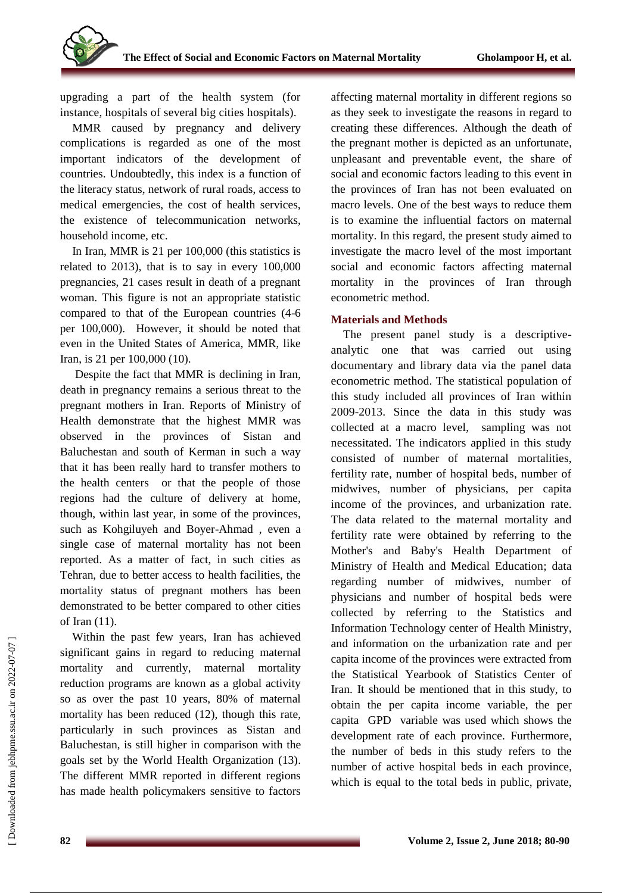upgrading a part of the health system (for instance, hospitals of several big cities hospitals).

MMR caused by pregnancy and delivery complications is regarded as one of the most important indicators of the development of countries. Undoubtedly, this index is a function of the literacy status, network of rural roads, access to medical emergencies, the cost of health services, the existence of telecommunication networks, household income, etc.

In Iran, MMR is 21 per 100,000 (this statistics is related to 2013), that is to say in every 100,000 pregnancies, 21 cases result in death of a pregnant woman. This figure is not an appropriate statistic compared to that of the European countries (4-6 per 100,000). However, it should be noted that even in the United States of America, MMR, like Iran, is 21 per 100,000 (10).

Despite the fact that MMR is declining in Iran, death in pregnancy remains a serious threat to the pregnant mothers in Iran. Reports of Ministry of Health demonstrate that the highest MMR was observed in the provinces of Sistan and Baluchestan and south of Kerman in such a way that it has been really hard to transfer mothers to the health centers or that the people of those regions had the culture of delivery at home, though, within last year, in some of the provinces, such as Kohgiluyeh and Boyer-Ahmad , even a single case of maternal mortality has not been reported. As a matter of fact, in such cities as Tehran, due to better access to health facilities, the mortality status of pregnant mothers has been demonstrated to be better compared to other cities of Iran (11).

Within the past few years, Iran has achieved significant gains in regard to reducing maternal mortality and currently, maternal mortality reduction programs are known as a global activity so as over the past 10 years, 80% of maternal mortality has been reduced (12), though this rate, particularly in such provinces as Sistan and Baluchestan, is still higher in comparison with the goals set by the World Health Organization (13). The different MMR reported in different regions has made health policymakers sensitive to factors affecting maternal mortality in different regions so as they seek to investigate the reasons in regard to creating these differences. Although the death of the pregnant mother is depicted as an unfortunate, unpleasant and preventable event, the share of social and economic factors leading to this event in the provinces of Iran has not been evaluated on macro levels. One of the best ways to reduce them is to examine the influential factors on maternal mortality. In this regard, the present study aimed to investigate the macro level of the most important social and economic factors affecting maternal mortality in the provinces of Iran through econometric method.

## Materials and Methods

The present panel study is a descriptive-analytic one that was carried out using documentary and library data via the panel data econometric method. The statistical population of this study included all provinces of Iran within 2009-2013. Since the data in this study was collected at a macro level, sampling was not necessitated. The indicators applied in this study consisted of number of maternal mortalities, fertility rate, number of hospital beds, number of midwives, number of physicians, per capita income of the provinces, and urbanization rate. The data related to the maternal mortality and fertility rate were obtained by referring to the Mother's and Baby's Health Department of Ministry of Health and Medical Education; data regarding number of midwives, number of physicians and number of hospital beds were collected by referring to the Statistics and Information Technology center of Health Ministry, and information on the urbanization rate and per capita income of the provinces were extracted from the Statistical Yearbook of Statistics Center of Iran. It should be mentioned that in this study, to obtain the per capita income variable, the per capita GPD variable was used which shows the development rate of each province. Furthermore, the number of beds in this study refers to the number of active hospital beds in each province, which is equal to the total beds in public, private,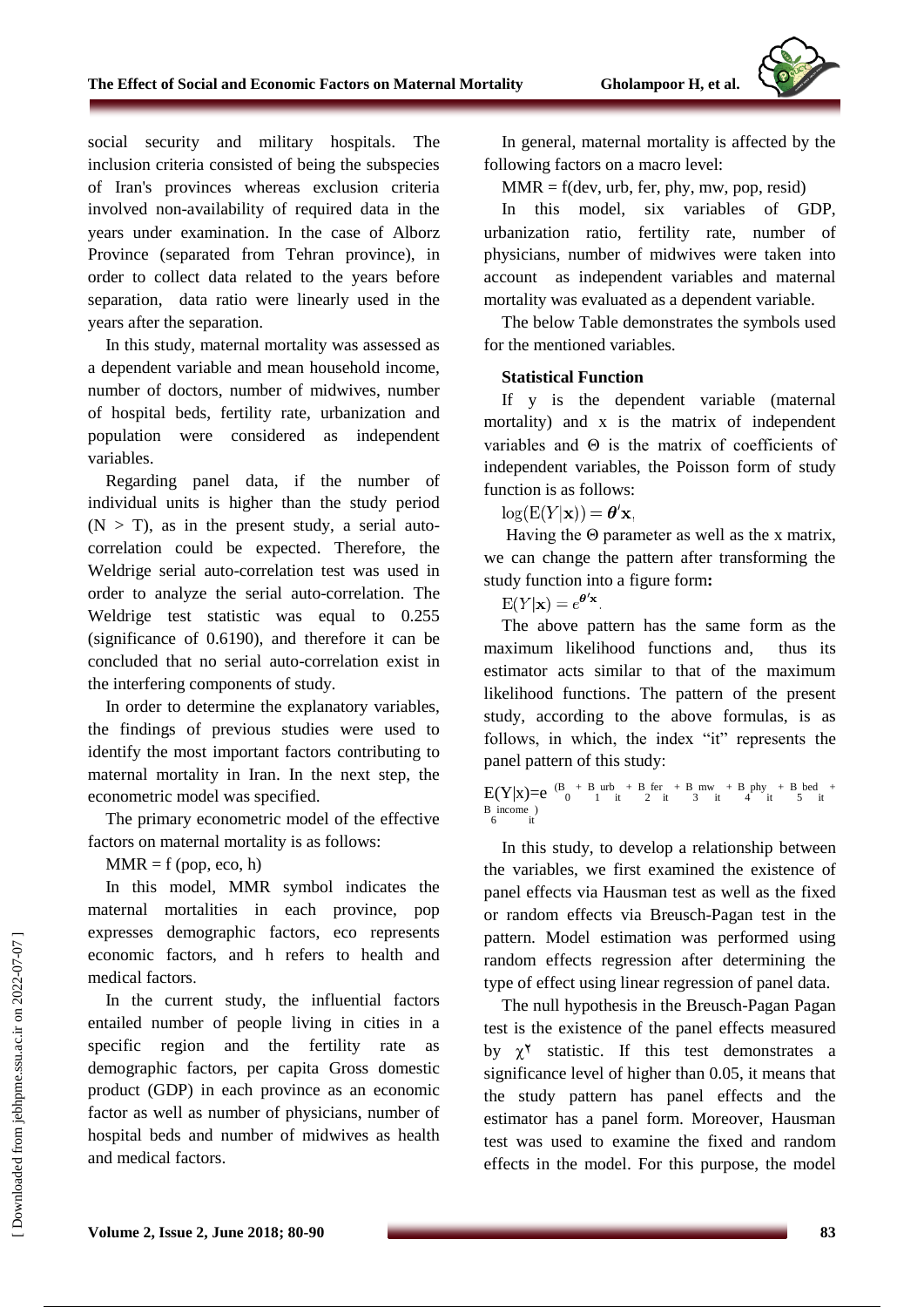social security and military hospitals. The inclusion criteria consisted of being the subspecies of Iran's provinces whereas exclusion criteria involved non-availability of required data in the years under examination. In the case of Alborz Province (separated from Tehran province), in order to collect data related to the years before separation, data ratio were linearly used in the years after the separation.

In this study, maternal mortality was assessed as a dependent variable and mean household income, number of doctors, number of midwives, number of hospital beds, fertility rate, urbanization and population were considered as independent variables.

Regarding panel data, if the number of individual units is higher than the study period ($N > T$), as in the present study, a serial auto-correlation could be expected. Therefore, the Weldrige serial auto-correlation test was used in order to analyze the serial auto-correlation. The Weldrige test statistic was equal to 0.255 (significance of 0.6190), and therefore it can be concluded that no serial auto-correlation exist in the interfering components of study.

In order to determine the explanatory variables, the findings of previous studies were used to identify the most important factors contributing to maternal mortality in Iran. In the next step, the econometric model was specified.

The primary econometric model of the effective factors on maternal mortality is as follows:

MMR = f (pop, eco, h)

In this model, MMR symbol indicates the maternal mortalities in each province, pop expresses demographic factors, eco represents economic factors, and h refers to health and medical factors.

In the current study, the influential factors entailed number of people living in cities in a specific region and the fertility rate as demographic factors, per capita Gross domestic product (GDP) in each province as an economic factor as well as number of physicians, number of hospital beds and number of midwives as health and medical factors.

In general, maternal mortality is affected by the following factors on a macro level:

MMR = f(dev, urb, fer, phy, mw, pop, resid)

In this model, six variables of GDP, urbanization ratio, fertility rate, number of physicians, number of midwives were taken into account as independent variables and maternal mortality was evaluated as a dependent variable.

The below Table demonstrates the symbols used for the mentioned variables.

### Statistical Function

If y is the dependent variable (maternal mortality) and x is the matrix of independent variables and Θ is the matrix of coefficients of independent variables, the Poisson form of study function is as follows:

$$\log(\mathrm{E}(Y|\mathbf{x})) = \boldsymbol{\theta}'\mathbf{x},$$

Having the Θ parameter as well as the x matrix, we can change the pattern after transforming the study function into a figure form**:**

$$\mathrm{E}(Y|\mathbf{x}) = e^{\boldsymbol{\theta}'\mathbf{x}}.$$

The above pattern has the same form as the maximum likelihood functions and, thus its estimator acts similar to that of the maximum likelihood functions. The pattern of the present study, according to the above formulas, is as follows, in which, the index "it" represents the panel pattern of this study:

$$E(Y|x)=e^{(B_0 + B_1 urb_{it} + B_2 fer_{it} + B_3 mw_{it} + B_4 phy_{it} + B_5 bed_{it} + B_6 income_{it})}$$

In this study, to develop a relationship between the variables, we first examined the existence of panel effects via Hausman test as well as the fixed or random effects via Breusch-Pagan test in the pattern. Model estimation was performed using random effects regression after determining the type of effect using linear regression of panel data.

The null hypothesis in the Breusch-Pagan Pagan test is the existence of the panel effects measured by $\chi^2$ statistic. If this test demonstrates a significance level of higher than 0.05, it means that the study pattern has panel effects and the estimator has a panel form. Moreover, Hausman test was used to examine the fixed and random effects in the model. For this purpose, the model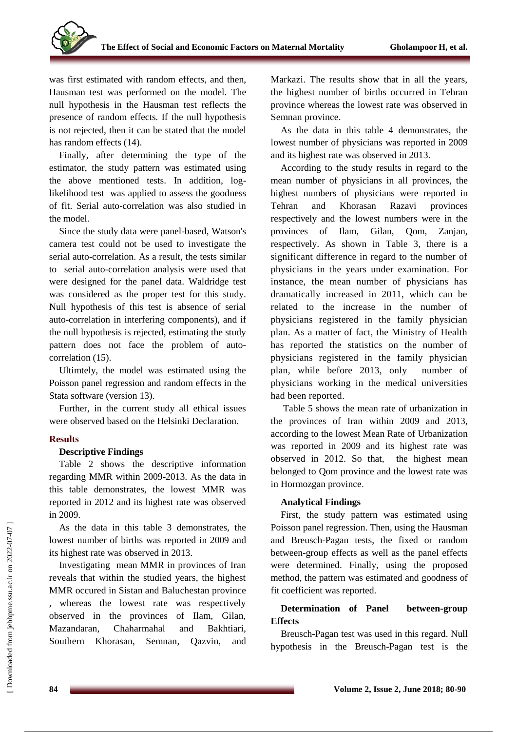was first estimated with random effects, and then, Hausman test was performed on the model. The null hypothesis in the Hausman test reflects the presence of random effects. If the null hypothesis is not rejected, then it can be stated that the model has random effects (14).

Finally, after determining the type of the estimator, the study pattern was estimated using the above mentioned tests. In addition, log-likelihood test was applied to assess the goodness of fit. Serial auto-correlation was also studied in the model.

Since the study data were panel-based, Watson's camera test could not be used to investigate the serial auto-correlation. As a result, the tests similar to serial auto-correlation analysis were used that were designed for the panel data. Waldridge test was considered as the proper test for this study. Null hypothesis of this test is absence of serial auto-correlation in interfering components), and if the null hypothesis is rejected, estimating the study pattern does not face the problem of auto-correlation (15).

Ultimtely, the model was estimated using the Poisson panel regression and random effects in the Stata software (version 13).

Further, in the current study all ethical issues were observed based on the Helsinki Declaration.

## Results

### Descriptive Findings

Table 2 shows the descriptive information regarding MMR within 2009-2013. As the data in this table demonstrates, the lowest MMR was reported in 2012 and its highest rate was observed in 2009.

As the data in this table 3 demonstrates, the lowest number of births was reported in 2009 and its highest rate was observed in 2013.

Investigating mean MMR in provinces of Iran reveals that within the studied years, the highest MMR occured in Sistan and Baluchestan province , whereas the lowest rate was respectively observed in the provinces of Ilam, Gilan, Mazandaran, Chaharmahal and Bakhtiari, Southern Khorasan, Semnan, Qazvin, and Markazi. The results show that in all the years, the highest number of births occurred in Tehran province whereas the lowest rate was observed in Semnan province.

As the data in this table 4 demonstrates, the lowest number of physicians was reported in 2009 and its highest rate was observed in 2013.

According to the study results in regard to the mean number of physicians in all provinces, the highest numbers of physicians were reported in Tehran and Khorasan Razavi provinces respectively and the lowest numbers were in the provinces of Ilam, Gilan, Qom, Zanjan, respectively. As shown in Table 3, there is a significant difference in regard to the number of physicians in the years under examination. For instance, the mean number of physicians has dramatically increased in 2011, which can be related to the increase in the number of physicians registered in the family physician plan. As a matter of fact, the Ministry of Health has reported the statistics on the number of physicians registered in the family physician plan, while before 2013, only number of physicians working in the medical universities had been reported.

Table 5 shows the mean rate of urbanization in the provinces of Iran within 2009 and 2013, according to the lowest Mean Rate of Urbanization was reported in 2009 and its highest rate was observed in 2012. So that, the highest mean belonged to Qom province and the lowest rate was in Hormozgan province.

### Analytical Findings

First, the study pattern was estimated using Poisson panel regression. Then, using the Hausman and Breusch-Pagan tests, the fixed or random between-group effects as well as the panel effects were determined. Finally, using the proposed method, the pattern was estimated and goodness of fit coefficient was reported.

### Determination of Panel between-group Effects

Breusch-Pagan test was used in this regard. Null hypothesis in the Breusch-Pagan test is the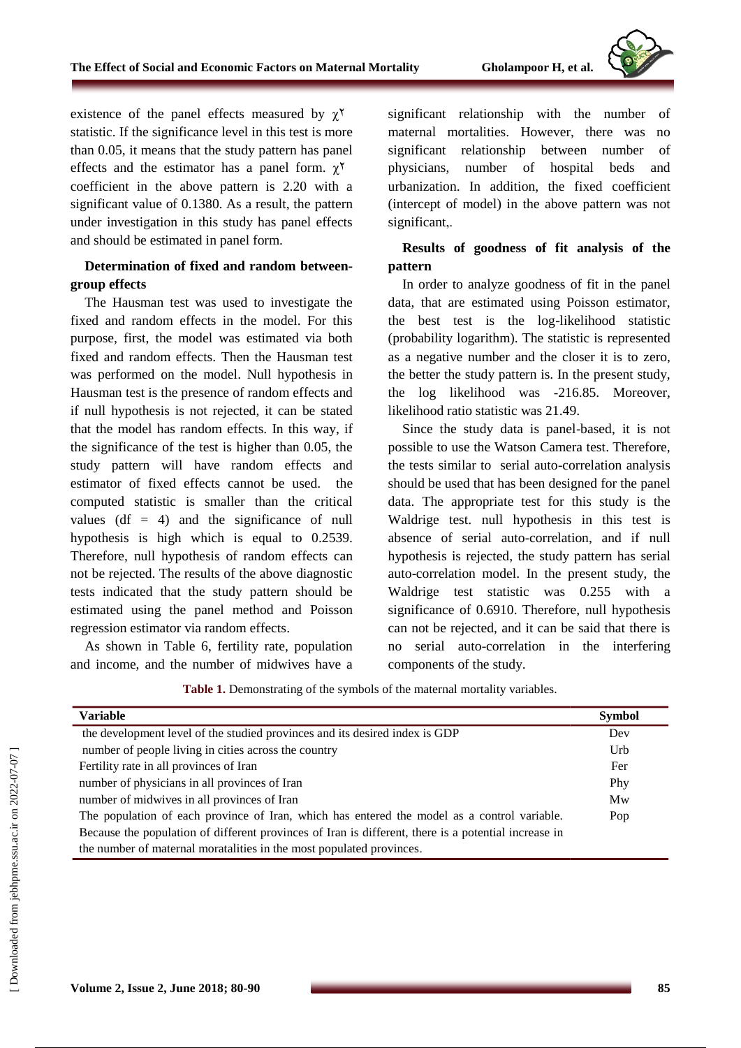existence of the panel effects measured by $\chi^2$ statistic. If the significance level in this test is more than 0.05, it means that the study pattern has panel effects and the estimator has a panel form. $\chi^2$ coefficient in the above pattern is 2.20 with a significant value of 0.1380. As a result, the pattern under investigation in this study has panel effects and should be estimated in panel form.

### Determination of fixed and random between-group effects

The Hausman test was used to investigate the fixed and random effects in the model. For this purpose, first, the model was estimated via both fixed and random effects. Then the Hausman test was performed on the model. Null hypothesis in Hausman test is the presence of random effects and if null hypothesis is not rejected, it can be stated that the model has random effects. In this way, if the significance of the test is higher than 0.05, the study pattern will have random effects and estimator of fixed effects cannot be used. the computed statistic is smaller than the critical values (df = 4) and the significance of null hypothesis is high which is equal to 0.2539. Therefore, null hypothesis of random effects can not be rejected. The results of the above diagnostic tests indicated that the study pattern should be estimated using the panel method and Poisson regression estimator via random effects.

As shown in Table 6, fertility rate, population and income, and the number of midwives have a significant relationship with the number of maternal mortalities. However, there was no significant relationship between number of physicians, number of hospital beds and urbanization. In addition, the fixed coefficient (intercept of model) in the above pattern was not significant,.

### Results of goodness of fit analysis of the pattern

In order to analyze goodness of fit in the panel data, that are estimated using Poisson estimator, the best test is the log-likelihood statistic (probability logarithm). The statistic is represented as a negative number and the closer it is to zero, the better the study pattern is. In the present study, the log likelihood was -216.85. Moreover, likelihood ratio statistic was 21.49.

Since the study data is panel-based, it is not possible to use the Watson Camera test. Therefore, the tests similar to serial auto-correlation analysis should be used that has been designed for the panel data. The appropriate test for this study is the Waldrige test. null hypothesis in this test is absence of serial auto-correlation, and if null hypothesis is rejected, the study pattern has serial auto-correlation model. In the present study, the Waldrige test statistic was 0.255 with a significance of 0.6910. Therefore, null hypothesis can not be rejected, and it can be said that there is no serial auto-correlation in the interfering components of the study.

**Table 1.** Demonstrating of the symbols of the maternal mortality variables.

| Variable | Symbol |
|---|---|
| the development level of the studied provinces and its desired index is GDP | Dev |
| number of people living in cities across the country | Urb |
| Fertility rate in all provinces of Iran | Fer |
| number of physicians in all provinces of Iran | Phy |
| number of midwives in all provinces of Iran | Mw |
| The population of each province of Iran, which has entered the model as a control variable. Because the population of different provinces of Iran is different, there is a potential increase in the number of maternal moratalities in the most populated provinces. | Pop |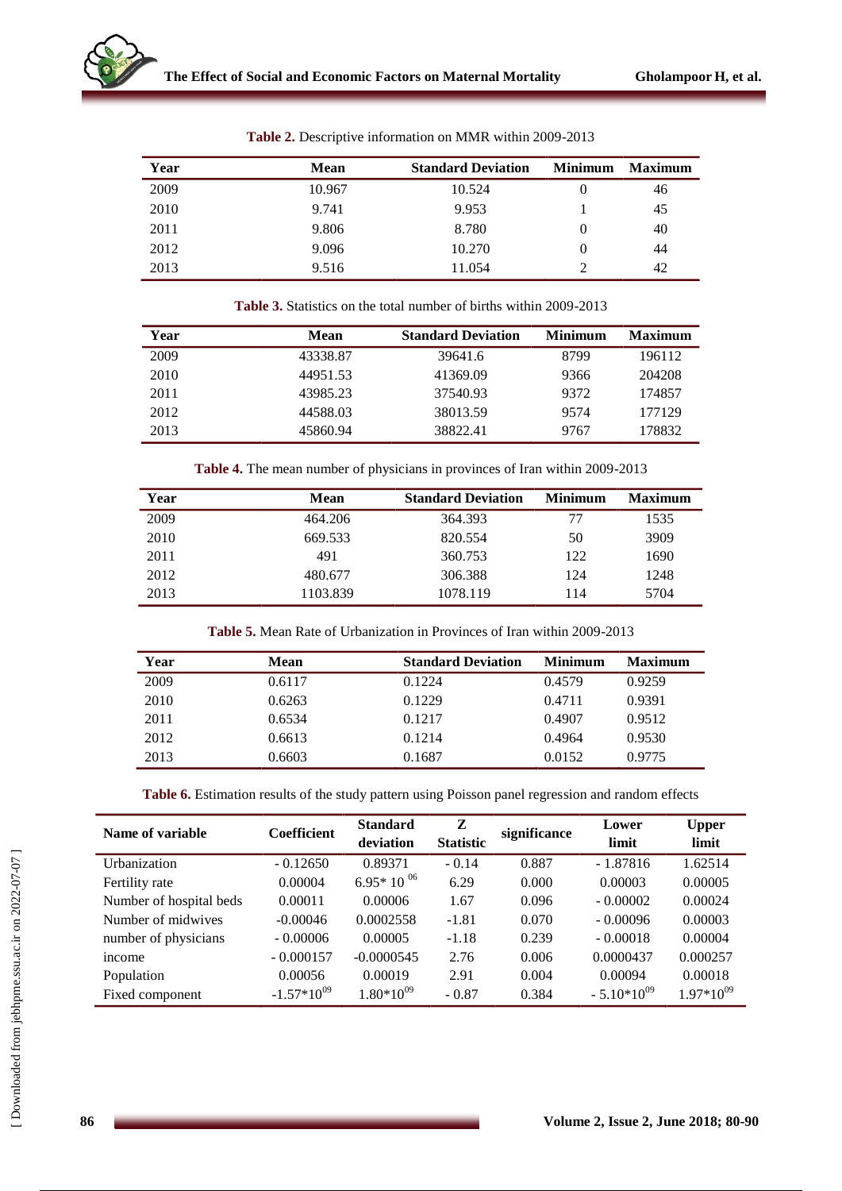**Table 2.** Descriptive information on MMR within 2009-2013

| Year | Mean | Standard Deviation | Minimum | Maximum |
|---|---|---|---|---|
| 2009 | 10.967 | 10.524 | 0 | 46 |
| 2010 | 9.741 | 9.953 | 1 | 45 |
| 2011 | 9.806 | 8.780 | 0 | 40 |
| 2012 | 9.096 | 10.270 | 0 | 44 |
| 2013 | 9.516 | 11.054 | 2 | 42 |

**Table 3.** Statistics on the total number of births within 2009-2013

| Year | Mean | Standard Deviation | Minimum | Maximum |
|---|---|---|---|---|
| 2009 | 43338.87 | 39641.6 | 8799 | 196112 |
| 2010 | 44951.53 | 41369.09 | 9366 | 204208 |
| 2011 | 43985.23 | 37540.93 | 9372 | 174857 |
| 2012 | 44588.03 | 38013.59 | 9574 | 177129 |
| 2013 | 45860.94 | 38822.41 | 9767 | 178832 |

**Table 4.** The mean number of physicians in provinces of Iran within 2009-2013

| Year | Mean | Standard Deviation | Minimum | Maximum |
|---|---|---|---|---|
| 2009 | 464.206 | 364.393 | 77 | 1535 |
| 2010 | 669.533 | 820.554 | 50 | 3909 |
| 2011 | 491 | 360.753 | 122 | 1690 |
| 2012 | 480.677 | 306.388 | 124 | 1248 |
| 2013 | 1103.839 | 1078.119 | 114 | 5704 |

**Table 5.** Mean Rate of Urbanization in Provinces of Iran within 2009-2013

| Year | Mean | Standard Deviation | Minimum | Maximum |
|---|---|---|---|---|
| 2009 | 0.6117 | 0.1224 | 0.4579 | 0.9259 |
| 2010 | 0.6263 | 0.1229 | 0.4711 | 0.9391 |
| 2011 | 0.6534 | 0.1217 | 0.4907 | 0.9512 |
| 2012 | 0.6613 | 0.1214 | 0.4964 | 0.9530 |
| 2013 | 0.6603 | 0.1687 | 0.0152 | 0.9775 |

**Table 6.** Estimation results of the study pattern using Poisson panel regression and random effects

| Name of variable | Coefficient | Standard deviation | Z Statistic | significance | Lower limit | Upper limit |
|---|---|---|---|---|---|---|
| Urbanization | - 0.12650 | 0.89371 | - 0.14 | 0.887 | - 1.87816 | 1.62514 |
| Fertility rate | 0.00004 | $6.95*10^{06}$ | 6.29 | 0.000 | 0.00003 | 0.00005 |
| Number of hospital beds | 0.00011 | 0.00006 | 1.67 | 0.096 | - 0.00002 | 0.00024 |
| Number of midwives | -0.00046 | 0.0002558 | -1.81 | 0.070 | - 0.00096 | 0.00003 |
| number of physicians | - 0.00006 | 0.00005 | -1.18 | 0.239 | - 0.00018 | 0.00004 |
| income | - 0.000157 | -0.0000545 | 2.76 | 0.006 | 0.0000437 | 0.000257 |
| Population | 0.00056 | 0.00019 | 2.91 | 0.004 | 0.00094 | 0.00018 |
| Fixed component | $-1.57*10^{09}$ | $1.80*10^{09}$ | - 0.87 | 0.384 | $- 5.10*10^{09}$ | $1.97*10^{09}$ |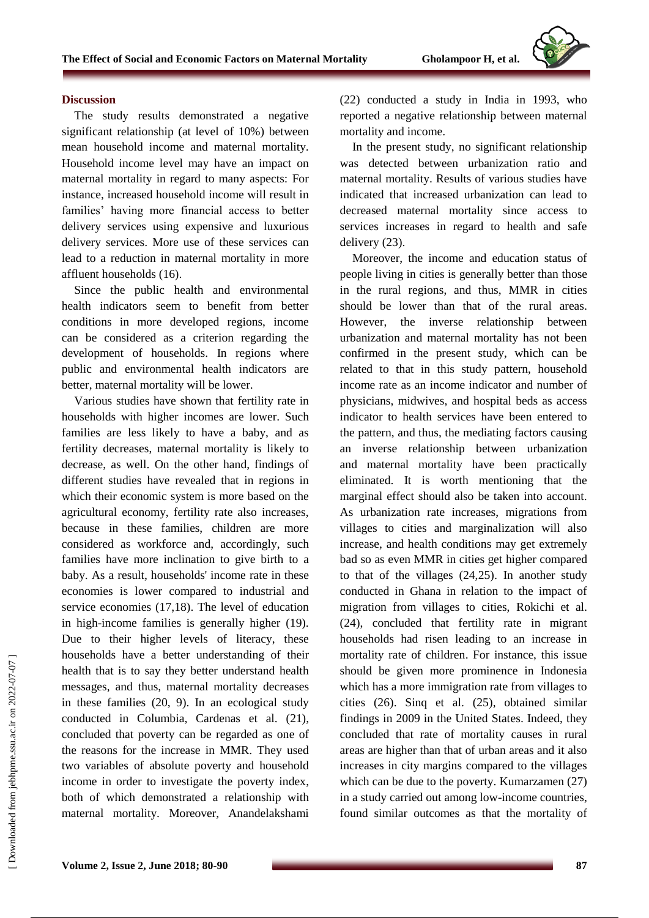## Discussion

The study results demonstrated a negative significant relationship (at level of 10%) between mean household income and maternal mortality. Household income level may have an impact on maternal mortality in regard to many aspects: For instance, increased household income will result in families' having more financial access to better delivery services using expensive and luxurious delivery services. More use of these services can lead to a reduction in maternal mortality in more affluent households (16).

Since the public health and environmental health indicators seem to benefit from better conditions in more developed regions, income can be considered as a criterion regarding the development of households. In regions where public and environmental health indicators are better, maternal mortality will be lower.

Various studies have shown that fertility rate in households with higher incomes are lower. Such families are less likely to have a baby, and as fertility decreases, maternal mortality is likely to decrease, as well. On the other hand, findings of different studies have revealed that in regions in which their economic system is more based on the agricultural economy, fertility rate also increases, because in these families, children are more considered as workforce and, accordingly, such families have more inclination to give birth to a baby. As a result, households' income rate in these economies is lower compared to industrial and service economies (17,18). The level of education in high-income families is generally higher (19). Due to their higher levels of literacy, these households have a better understanding of their health that is to say they better understand health messages, and thus, maternal mortality decreases in these families (20, 9). In an ecological study conducted in Columbia, Cardenas et al. (21), concluded that poverty can be regarded as one of the reasons for the increase in MMR. They used two variables of absolute poverty and household income in order to investigate the poverty index, both of which demonstrated a relationship with maternal mortality. Moreover, Anandelakshami (22) conducted a study in India in 1993, who reported a negative relationship between maternal mortality and income.

In the present study, no significant relationship was detected between urbanization ratio and maternal mortality. Results of various studies have indicated that increased urbanization can lead to decreased maternal mortality since access to services increases in regard to health and safe delivery (23).

Moreover, the income and education status of people living in cities is generally better than those in the rural regions, and thus, MMR in cities should be lower than that of the rural areas. However, the inverse relationship between urbanization and maternal mortality has not been confirmed in the present study, which can be related to that in this study pattern, household income rate as an income indicator and number of physicians, midwives, and hospital beds as access indicator to health services have been entered to the pattern, and thus, the mediating factors causing an inverse relationship between urbanization and maternal mortality have been practically eliminated. It is worth mentioning that the marginal effect should also be taken into account. As urbanization rate increases, migrations from villages to cities and marginalization will also increase, and health conditions may get extremely bad so as even MMR in cities get higher compared to that of the villages (24,25). In another study conducted in Ghana in relation to the impact of migration from villages to cities, Rokichi et al. (24), concluded that fertility rate in migrant households had risen leading to an increase in mortality rate of children. For instance, this issue should be given more prominence in Indonesia which has a more immigration rate from villages to cities (26). Sinq et al. (25), obtained similar findings in 2009 in the United States. Indeed, they concluded that rate of mortality causes in rural areas are higher than that of urban areas and it also increases in city margins compared to the villages which can be due to the poverty. Kumarzamen (27) in a study carried out among low-income countries, found similar outcomes as that the mortality of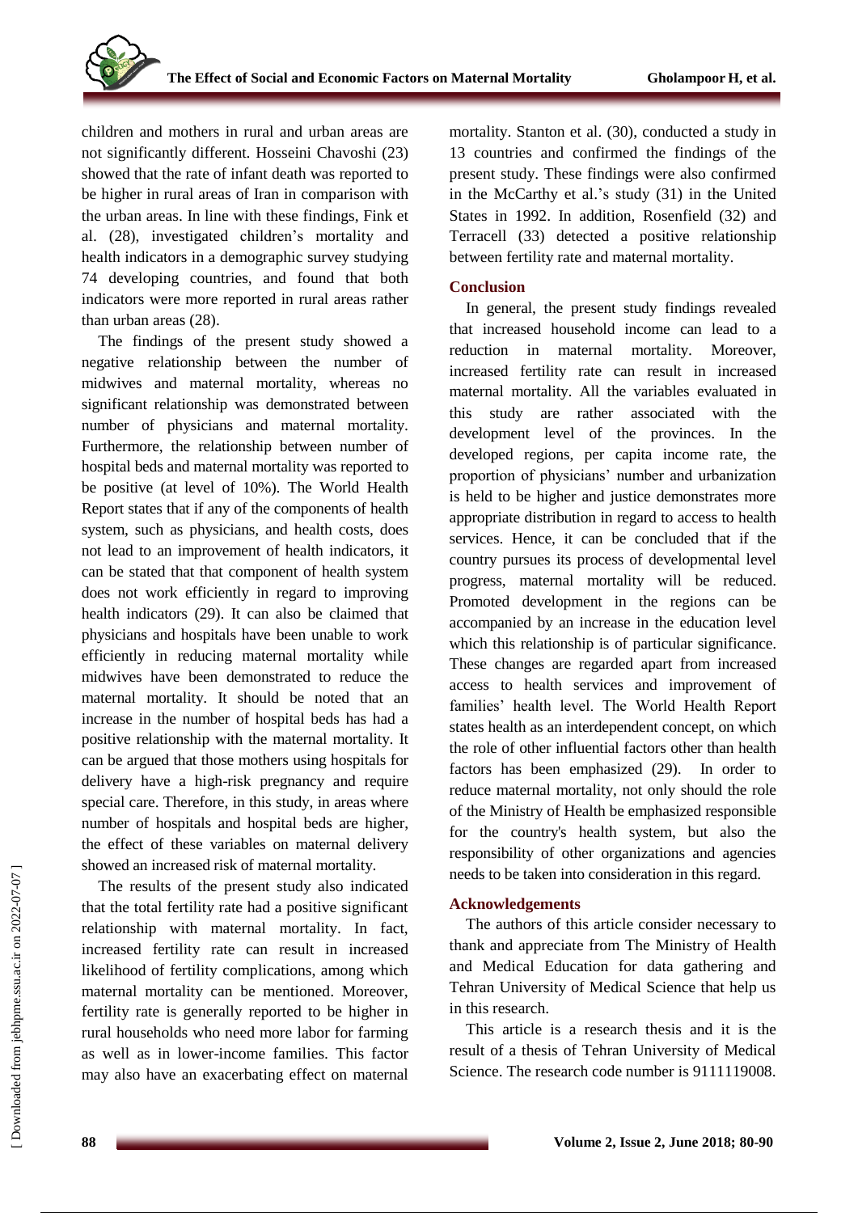children and mothers in rural and urban areas are not significantly different. Hosseini Chavoshi (23) showed that the rate of infant death was reported to be higher in rural areas of Iran in comparison with the urban areas. In line with these findings, Fink et al. (28), investigated children's mortality and health indicators in a demographic survey studying 74 developing countries, and found that both indicators were more reported in rural areas rather than urban areas (28).

The findings of the present study showed a negative relationship between the number of midwives and maternal mortality, whereas no significant relationship was demonstrated between number of physicians and maternal mortality. Furthermore, the relationship between number of hospital beds and maternal mortality was reported to be positive (at level of 10%). The World Health Report states that if any of the components of health system, such as physicians, and health costs, does not lead to an improvement of health indicators, it can be stated that that component of health system does not work efficiently in regard to improving health indicators (29). It can also be claimed that physicians and hospitals have been unable to work efficiently in reducing maternal mortality while midwives have been demonstrated to reduce the maternal mortality. It should be noted that an increase in the number of hospital beds has had a positive relationship with the maternal mortality. It can be argued that those mothers using hospitals for delivery have a high-risk pregnancy and require special care. Therefore, in this study, in areas where number of hospitals and hospital beds are higher, the effect of these variables on maternal delivery showed an increased risk of maternal mortality.

The results of the present study also indicated that the total fertility rate had a positive significant relationship with maternal mortality. In fact, increased fertility rate can result in increased likelihood of fertility complications, among which maternal mortality can be mentioned. Moreover, fertility rate is generally reported to be higher in rural households who need more labor for farming as well as in lower-income families. This factor may also have an exacerbating effect on maternal mortality. Stanton et al. (30), conducted a study in 13 countries and confirmed the findings of the present study. These findings were also confirmed in the McCarthy et al.'s study (31) in the United States in 1992. In addition, Rosenfield (32) and Terracell (33) detected a positive relationship between fertility rate and maternal mortality.

## Conclusion

In general, the present study findings revealed that increased household income can lead to a reduction in maternal mortality. Moreover, increased fertility rate can result in increased maternal mortality. All the variables evaluated in this study are rather associated with the development level of the provinces. In the developed regions, per capita income rate, the proportion of physicians' number and urbanization is held to be higher and justice demonstrates more appropriate distribution in regard to access to health services. Hence, it can be concluded that if the country pursues its process of developmental level progress, maternal mortality will be reduced. Promoted development in the regions can be accompanied by an increase in the education level which this relationship is of particular significance. These changes are regarded apart from increased access to health services and improvement of families' health level. The World Health Report states health as an interdependent concept, on which the role of other influential factors other than health factors has been emphasized (29). In order to reduce maternal mortality, not only should the role of the Ministry of Health be emphasized responsible for the country's health system, but also the responsibility of other organizations and agencies needs to be taken into consideration in this regard.

## Acknowledgements

The authors of this article consider necessary to thank and appreciate from The Ministry of Health and Medical Education for data gathering and Tehran University of Medical Science that help us in this research.

This article is a research thesis and it is the result of a thesis of Tehran University of Medical Science. The research code number is 9111119008.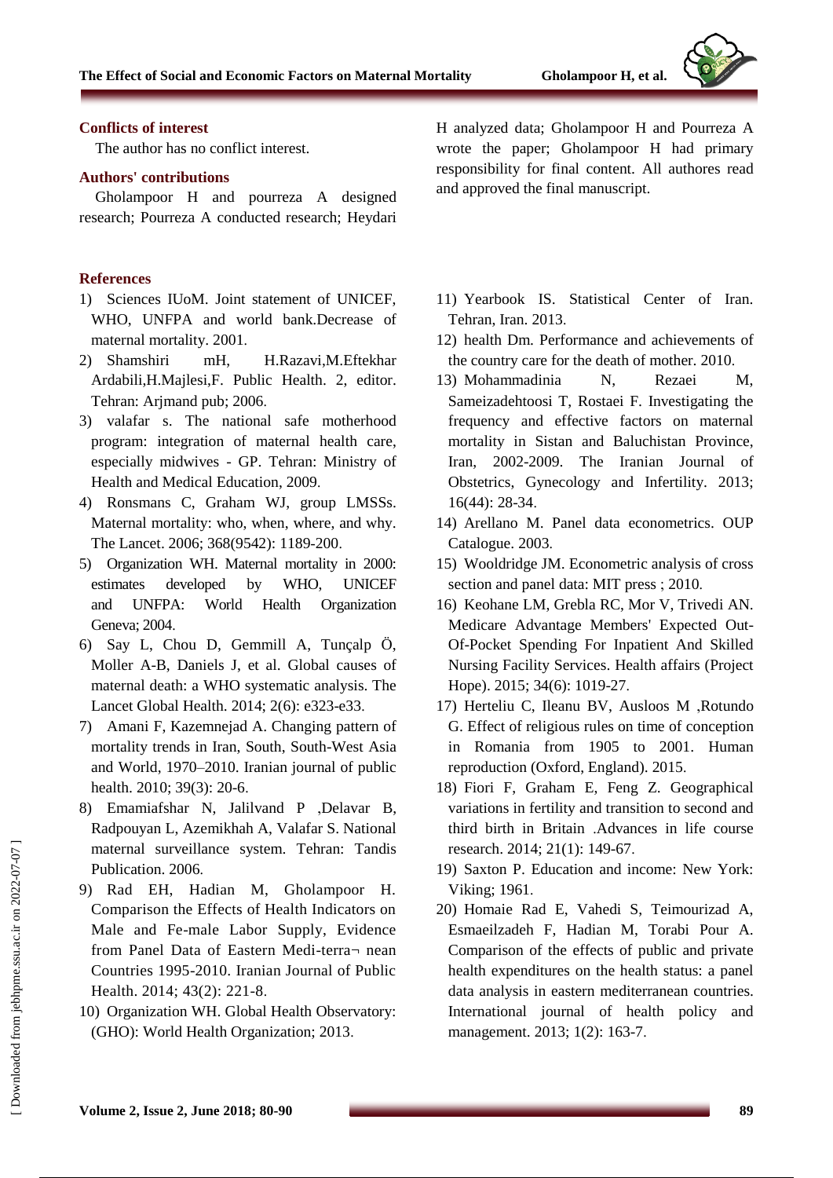## Conflicts of interest

The author has no conflict interest.

## Authors' contributions

Gholampoor H and pourreza A designed research; Pourreza A conducted research; Heydari H analyzed data; Gholampoor H and Pourreza A wrote the paper; Gholampoor H had primary responsibility for final content. All authores read and approved the final manuscript.

## References

1) Sciences IUoM. Joint statement of UNICEF, WHO, UNFPA and world bank.Decrease of maternal mortality. 2001.
2) Shamshiri mH, H.Razavi,M.Eftekhar Ardabili,H.Majlesi,F. Public Health. 2, editor. Tehran: Arjmand pub; 2006.
3) valafar s. The national safe motherhood program: integration of maternal health care, especially midwives - GP. Tehran: Ministry of Health and Medical Education, 2009.
4) Ronsmans C, Graham WJ, group LMSSs. Maternal mortality: who, when, where, and why. The Lancet. 2006; 368(9542): 1189-200.
5) Organization WH. Maternal mortality in 2000: estimates developed by WHO, UNICEF and UNFPA: World Health Organization Geneva; 2004.
6) Say L, Chou D, Gemmill A, Tunçalp Ö, Moller A-B, Daniels J, et al. Global causes of maternal death: a WHO systematic analysis. The Lancet Global Health. 2014; 2(6): e323-e33.
7) Amani F, Kazemnejad A. Changing pattern of mortality trends in Iran, South, South-West Asia and World, 1970–2010. Iranian journal of public health. 2010; 39(3): 20-6.
8) Emamiafshar N, Jalilvand P ,Delavar B, Radpouyan L, Azemikhah A, Valafar S. National maternal surveillance system. Tehran: Tandis Publication. 2006.
9) Rad EH, Hadian M, Gholampoor H. Comparison the Effects of Health Indicators on Male and Fe-male Labor Supply, Evidence from Panel Data of Eastern Medi-terra¬ nean Countries 1995-2010. Iranian Journal of Public Health. 2014; 43(2): 221-8.
10) Organization WH. Global Health Observatory: (GHO): World Health Organization; 2013.
11) Yearbook IS. Statistical Center of Iran. Tehran, Iran. 2013.
12) health Dm. Performance and achievements of the country care for the death of mother. 2010.
13) Mohammadinia N, Rezaei M, Sameizadehtoosi T, Rostaei F. Investigating the frequency and effective factors on maternal mortality in Sistan and Baluchistan Province, Iran, 2002-2009. The Iranian Journal of Obstetrics, Gynecology and Infertility. 2013; 16(44): 28-34.
14) Arellano M. Panel data econometrics. OUP Catalogue. 2003.
15) Wooldridge JM. Econometric analysis of cross section and panel data: MIT press ; 2010.
16) Keohane LM, Grebla RC, Mor V, Trivedi AN. Medicare Advantage Members' Expected Out-Of-Pocket Spending For Inpatient And Skilled Nursing Facility Services. Health affairs (Project Hope). 2015; 34(6): 1019-27.
17) Herteliu C, Ileanu BV, Ausloos M ,Rotundo G. Effect of religious rules on time of conception in Romania from 1905 to 2001. Human reproduction (Oxford, England). 2015.
18) Fiori F, Graham E, Feng Z. Geographical variations in fertility and transition to second and third birth in Britain .Advances in life course research. 2014; 21(1): 149-67.
19) Saxton P. Education and income: New York: Viking; 1961.
20) Homaie Rad E, Vahedi S, Teimourizad A, Esmaeilzadeh F, Hadian M, Torabi Pour A. Comparison of the effects of public and private health expenditures on the health status: a panel data analysis in eastern mediterranean countries. International journal of health policy and management. 2013; 1(2): 163-7.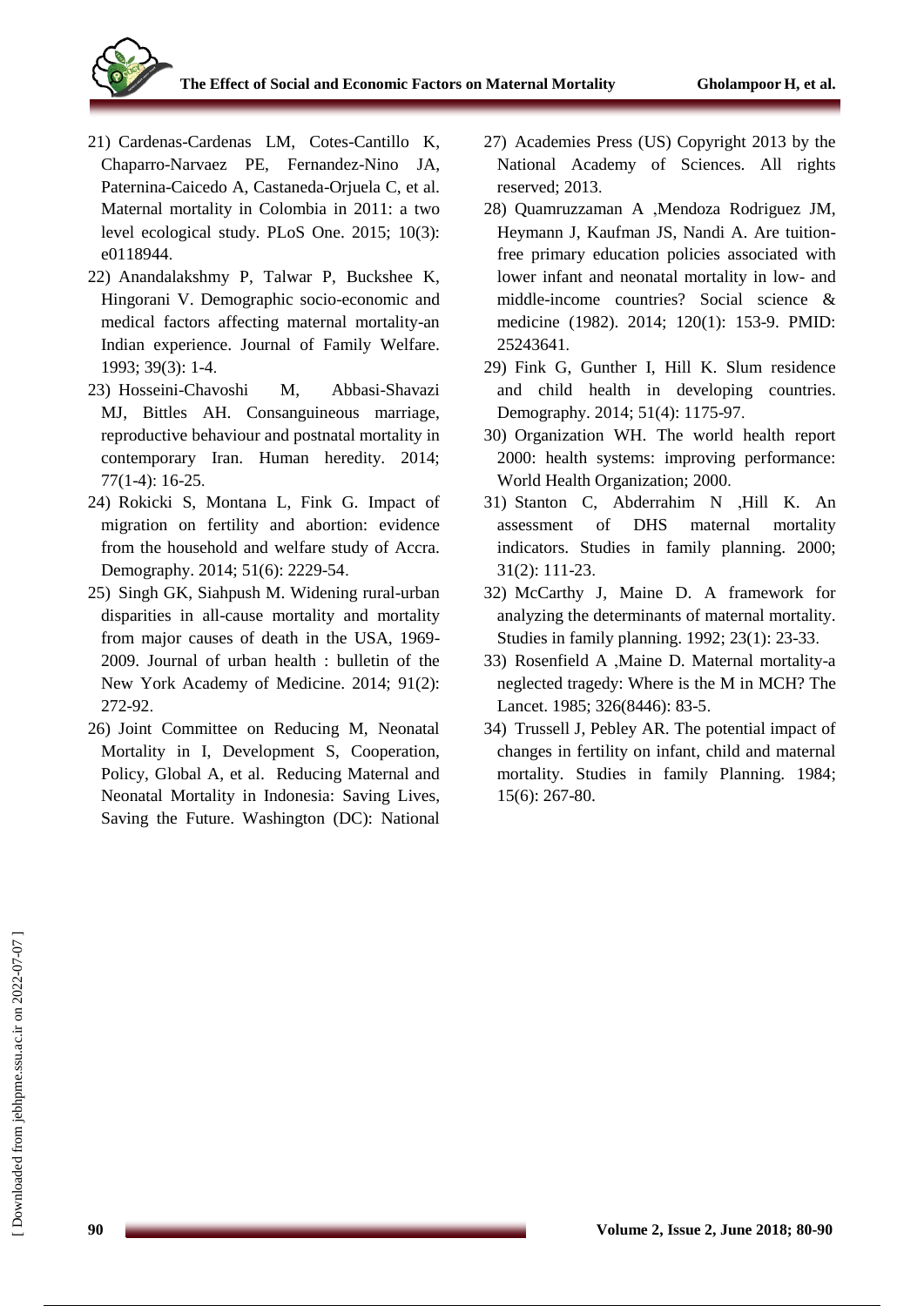21) Cardenas-Cardenas LM, Cotes-Cantillo K, Chaparro-Narvaez PE, Fernandez-Nino JA, Paternina-Caicedo A, Castaneda-Orjuela C, et al. Maternal mortality in Colombia in 2011: a two level ecological study. PLoS One. 2015; 10(3): e0118944.

22) Anandalakshmy P, Talwar P, Buckshee K, Hingorani V. Demographic socio-economic and medical factors affecting maternal mortality-an Indian experience. Journal of Family Welfare. 1993; 39(3): 1-4.

23) Hosseini-Chavoshi M, Abbasi-Shavazi MJ, Bittles AH. Consanguineous marriage, reproductive behaviour and postnatal mortality in contemporary Iran. Human heredity. 2014; 77(1-4): 16-25.

24) Rokicki S, Montana L, Fink G. Impact of migration on fertility and abortion: evidence from the household and welfare study of Accra. Demography. 2014; 51(6): 2229-54.

25) Singh GK, Siahpush M. Widening rural-urban disparities in all-cause mortality and mortality from major causes of death in the USA, 1969-2009. Journal of urban health : bulletin of the New York Academy of Medicine. 2014; 91(2): 272-92.

26) Joint Committee on Reducing M, Neonatal Mortality in I, Development S, Cooperation, Policy, Global A, et al. Reducing Maternal and Neonatal Mortality in Indonesia: Saving Lives, Saving the Future. Washington (DC): National Academies Press (US) Copyright 2013 by the National Academy of Sciences. All rights reserved; 2013.

28) Quamruzzaman A ,Mendoza Rodriguez JM, Heymann J, Kaufman JS, Nandi A. Are tuition-free primary education policies associated with lower infant and neonatal mortality in low- and middle-income countries? Social science & medicine (1982). 2014; 120(1): 153-9. PMID: 25243641.

29) Fink G, Gunther I, Hill K. Slum residence and child health in developing countries. Demography. 2014; 51(4): 1175-97.

30) Organization WH. The world health report 2000: health systems: improving performance: World Health Organization; 2000.

31) Stanton C, Abderrahim N ,Hill K. An assessment of DHS maternal mortality indicators. Studies in family planning. 2000; 31(2): 111-23.

32) McCarthy J, Maine D. A framework for analyzing the determinants of maternal mortality. Studies in family planning. 1992; 23(1): 23-33.

33) Rosenfield A ,Maine D. Maternal mortality-a neglected tragedy: Where is the M in MCH? The Lancet. 1985; 326(8446): 83-5.

34) Trussell J, Pebley AR. The potential impact of changes in fertility on infant, child and maternal mortality. Studies in family Planning. 1984; 15(6): 267-80.